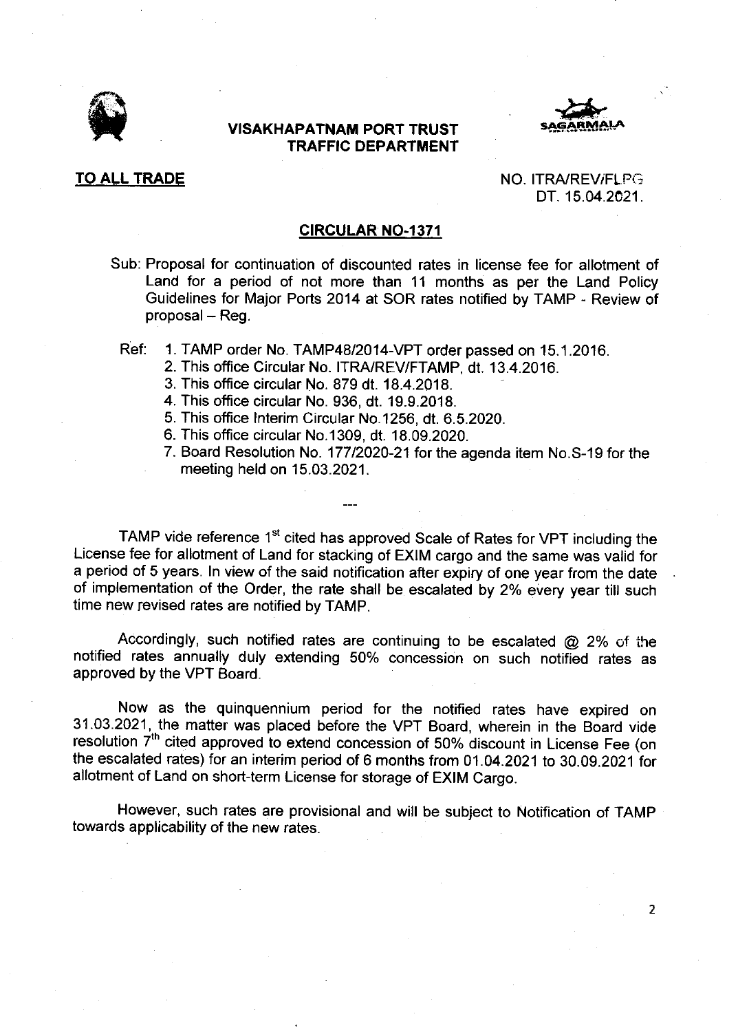**VISAKHAPATNAM PORT TRUST**
**TRAFFIC DEPARTMENT**

**TO ALL TRADE**

NO. ITRA/REV/FLPG
DT. 15.04.2021.

## CIRCULAR NO-1371

Sub: Proposal for continuation of discounted rates in license fee for allotment of Land for a period of not more than 11 months as per the Land Policy Guidelines for Major Ports 2014 at SOR rates notified by TAMP - Review of proposal – Reg.

Ref:
1. TAMP order No. TAMP48/2014-VPT order passed on 15.1.2016.
2. This office Circular No. ITRA/REV/FTAMP, dt. 13.4.2016.
3. This office circular No. 879 dt. 18.4.2018.
4. This office circular No. 936, dt. 19.9.2018.
5. This office Interim Circular No.1256, dt. 6.5.2020.
6. This office circular No.1309, dt. 18.09.2020.
7. Board Resolution No. 177/2020-21 for the agenda item No.S-19 for the meeting held on 15.03.2021.

---

TAMP vide reference 1st cited has approved Scale of Rates for VPT including the License fee for allotment of Land for stacking of EXIM cargo and the same was valid for a period of 5 years. In view of the said notification after expiry of one year from the date of implementation of the Order, the rate shall be escalated by 2% every year till such time new revised rates are notified by TAMP.

Accordingly, such notified rates are continuing to be escalated @ 2% of the notified rates annually duly extending 50% concession on such notified rates as approved by the VPT Board.

Now as the quinquennium period for the notified rates have expired on 31.03.2021, the matter was placed before the VPT Board, wherein in the Board vide resolution 7th cited approved to extend concession of 50% discount in License Fee (on the escalated rates) for an interim period of 6 months from 01.04.2021 to 30.09.2021 for allotment of Land on short-term License for storage of EXIM Cargo.

However, such rates are provisional and will be subject to Notification of TAMP towards applicability of the new rates.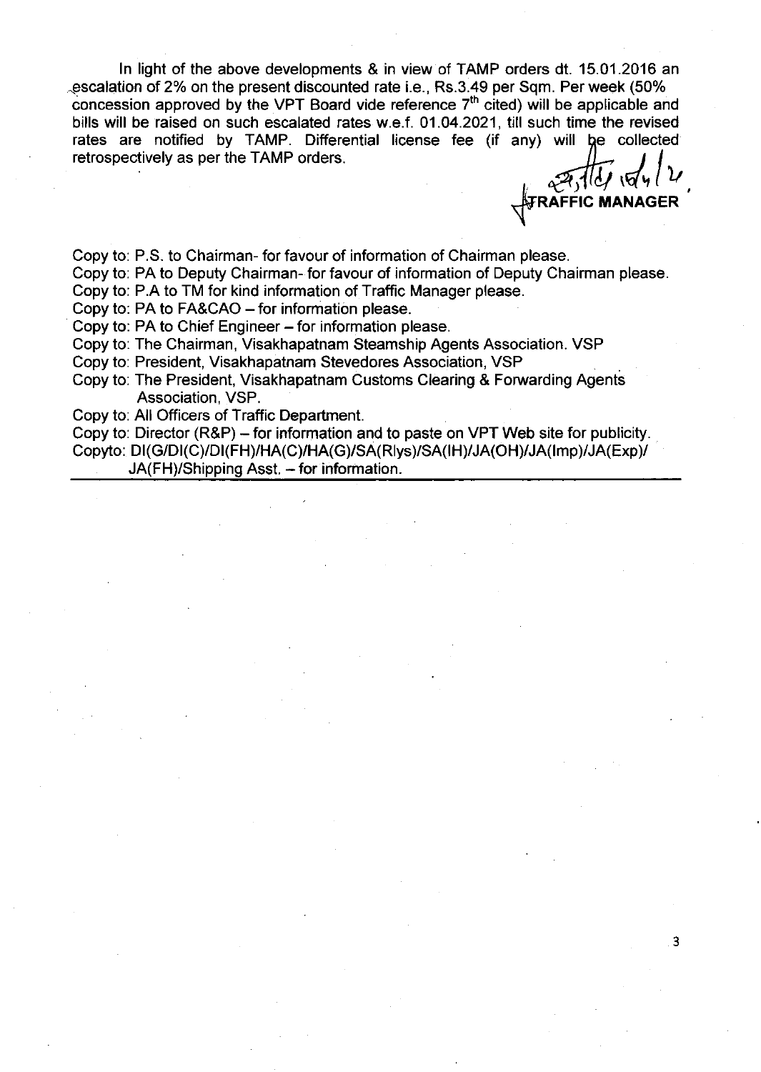In light of the above developments & in view of TAMP orders dt. 15.01.2016 an escalation of 2% on the present discounted rate i.e., Rs.3.49 per Sqm. Per week (50% concession approved by the VPT Board vide reference 7th cited) will be applicable and bills will be raised on such escalated rates w.e.f. 01.04.2021, till such time the revised rates are notified by TAMP. Differential license fee (if any) will be collected retrospectively as per the TAMP orders.

**TRAFFIC MANAGER**

Copy to: P.S. to Chairman- for favour of information of Chairman please.
Copy to: PA to Deputy Chairman- for favour of information of Deputy Chairman please.
Copy to: P.A to TM for kind information of Traffic Manager please.
Copy to: PA to FA&CAO – for information please.
Copy to: PA to Chief Engineer – for information please.
Copy to: The Chairman, Visakhapatnam Steamship Agents Association. VSP
Copy to: President, Visakhapatnam Stevedores Association, VSP
Copy to: The President, Visakhapatnam Customs Clearing & Forwarding Agents Association, VSP.
Copy to: All Officers of Traffic Department.
Copy to: Director (R&P) – for information and to paste on VPT Web site for publicity.
Copyto: DI(G/DI(C)/DI(FH)/HA(C)/HA(G)/SA(Rlys)/SA(IH)/JA(OH)/JA(Imp)/JA(Exp)/ JA(FH)/Shipping Asst. – for information.